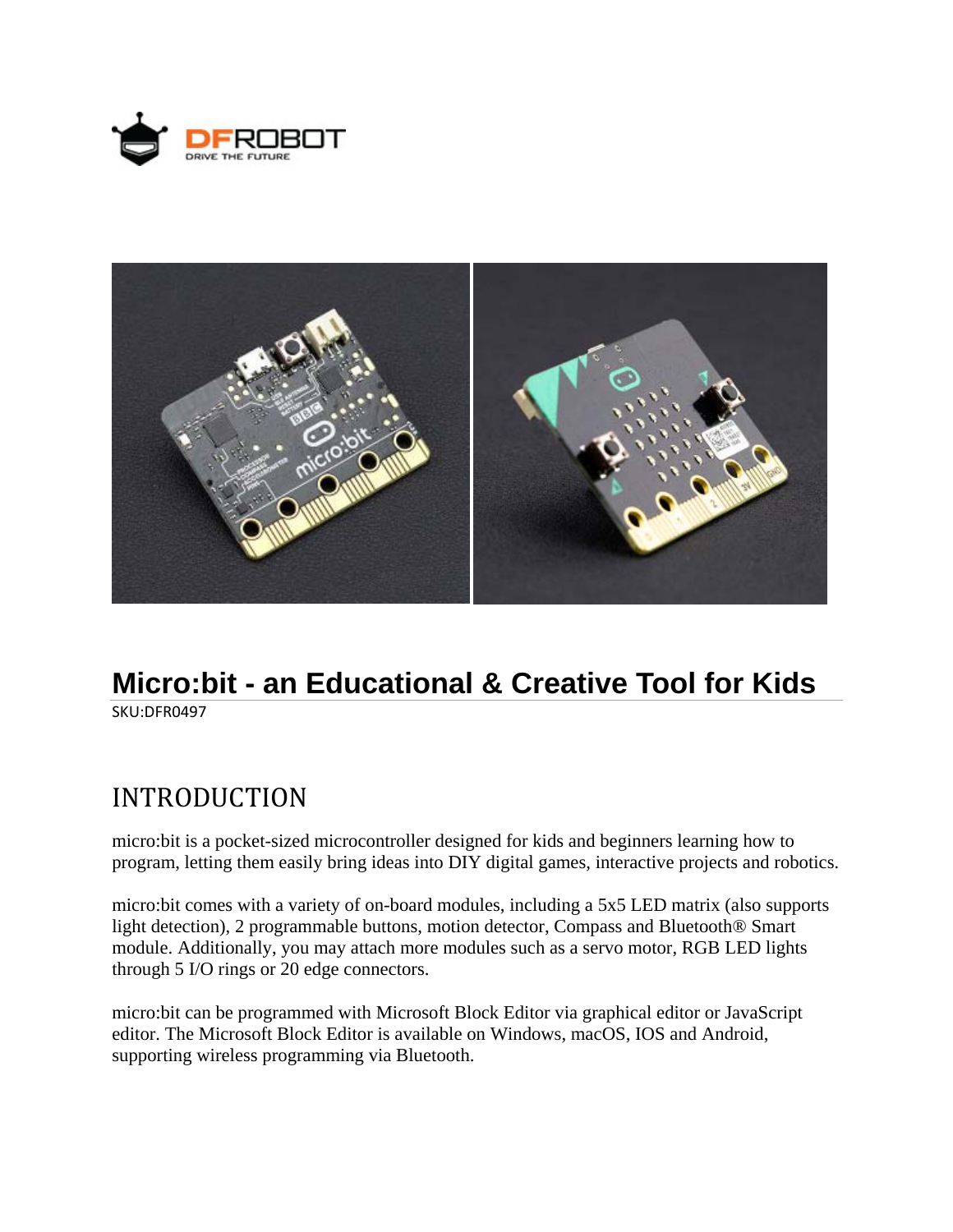# Micro:bit - an Educational & Creative Tool for Kids

SKU:DFR0497

## INTRODUCTION

micro:bit is a pocket-sized microcontroller designed for kids and beginners learning how to program, letting them easily bring ideas into DIY digital games, interactive projects and robotics.

micro:bit comes with a variety of on-board modules, including a 5x5 LED matrix (also supports light detection), 2 programmable buttons, motion detector, Compass and Bluetooth® Smart module. Additionally, you may attach more modules such as a servo motor, RGB LED lights through 5 I/O rings or 20 edge connectors.

micro:bit can be programmed with Microsoft Block Editor via graphical editor or JavaScript editor. The Microsoft Block Editor is available on Windows, macOS, IOS and Android, supporting wireless programming via Bluetooth.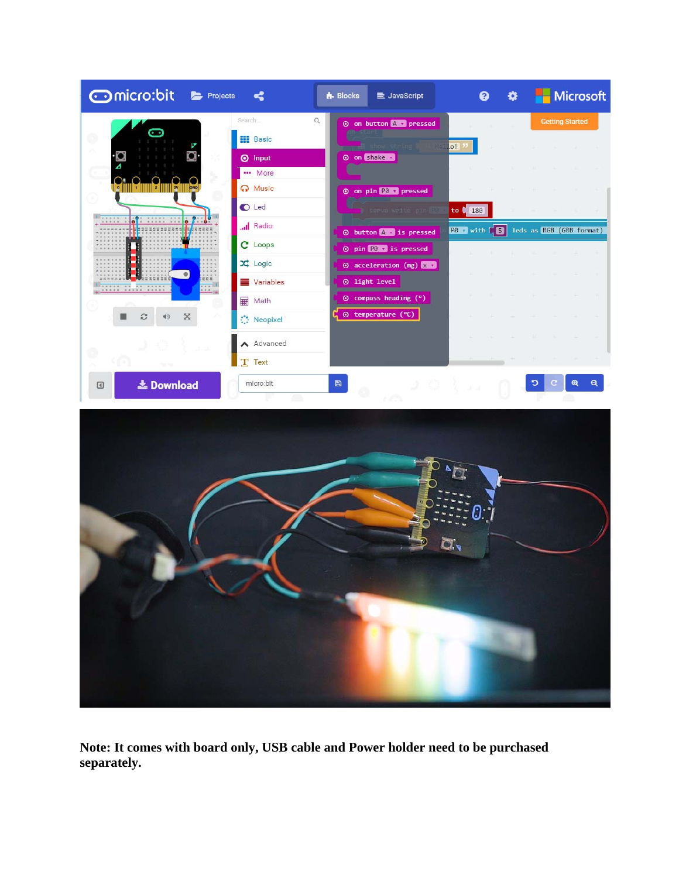**Note: It comes with board only, USB cable and Power holder need to be purchased separately.**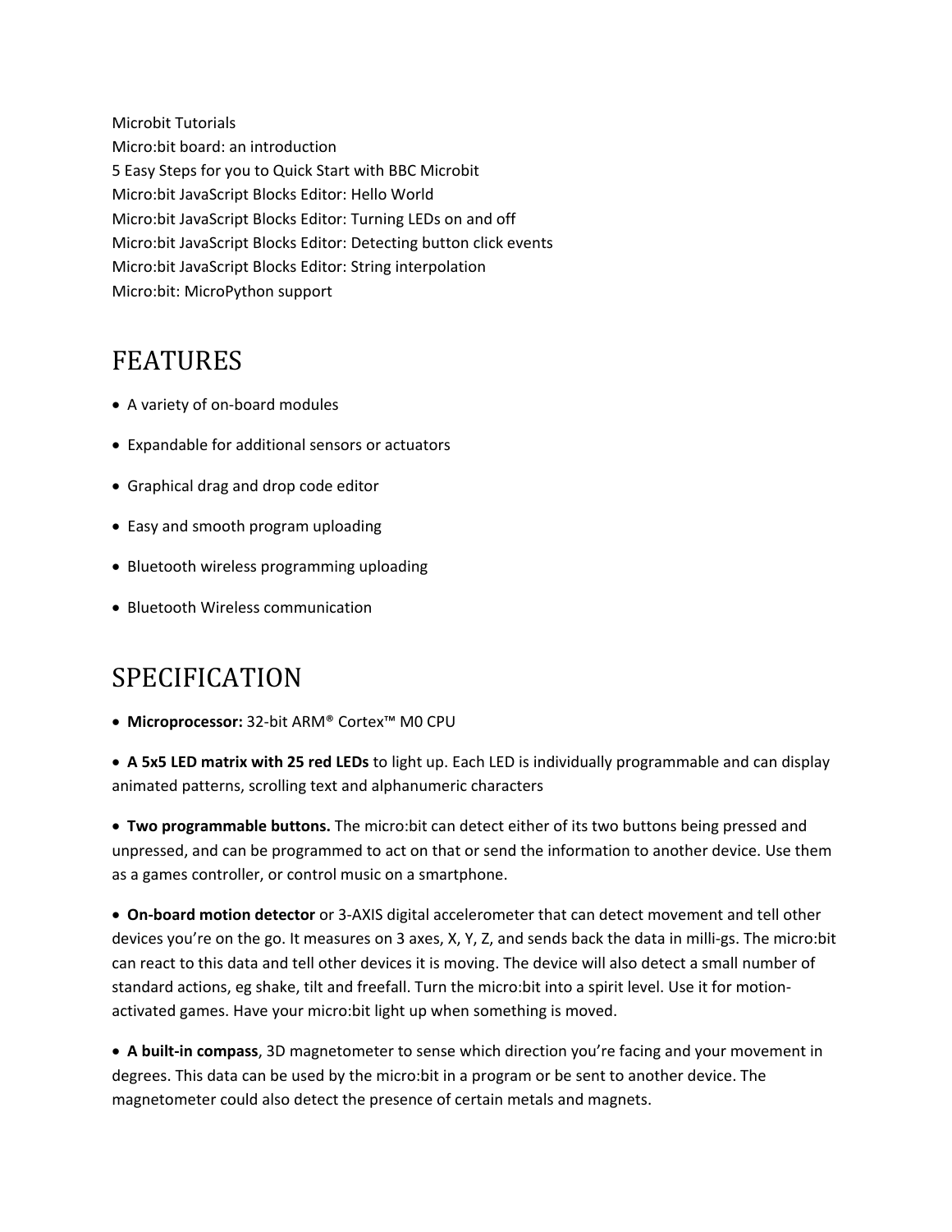Microbit Tutorials
Micro:bit board: an introduction
5 Easy Steps for you to Quick Start with BBC Microbit
Micro:bit JavaScript Blocks Editor: Hello World
Micro:bit JavaScript Blocks Editor: Turning LEDs on and off
Micro:bit JavaScript Blocks Editor: Detecting button click events
Micro:bit JavaScript Blocks Editor: String interpolation
Micro:bit: MicroPython support

# FEATURES

- A variety of on-board modules
- Expandable for additional sensors or actuators
- Graphical drag and drop code editor
- Easy and smooth program uploading
- Bluetooth wireless programming uploading
- Bluetooth Wireless communication

# SPECIFICATION

- **Microprocessor:** 32-bit ARM® Cortex™ M0 CPU
- **A 5x5 LED matrix with 25 red LEDs** to light up. Each LED is individually programmable and can display animated patterns, scrolling text and alphanumeric characters
- **Two programmable buttons.** The micro:bit can detect either of its two buttons being pressed and unpressed, and can be programmed to act on that or send the information to another device. Use them as a games controller, or control music on a smartphone.
- **On-board motion detector** or 3-AXIS digital accelerometer that can detect movement and tell other devices you're on the go. It measures on 3 axes, X, Y, Z, and sends back the data in milli-gs. The micro:bit can react to this data and tell other devices it is moving. The device will also detect a small number of standard actions, eg shake, tilt and freefall. Turn the micro:bit into a spirit level. Use it for motion-activated games. Have your micro:bit light up when something is moved.
- **A built-in compass**, 3D magnetometer to sense which direction you're facing and your movement in degrees. This data can be used by the micro:bit in a program or be sent to another device. The magnetometer could also detect the presence of certain metals and magnets.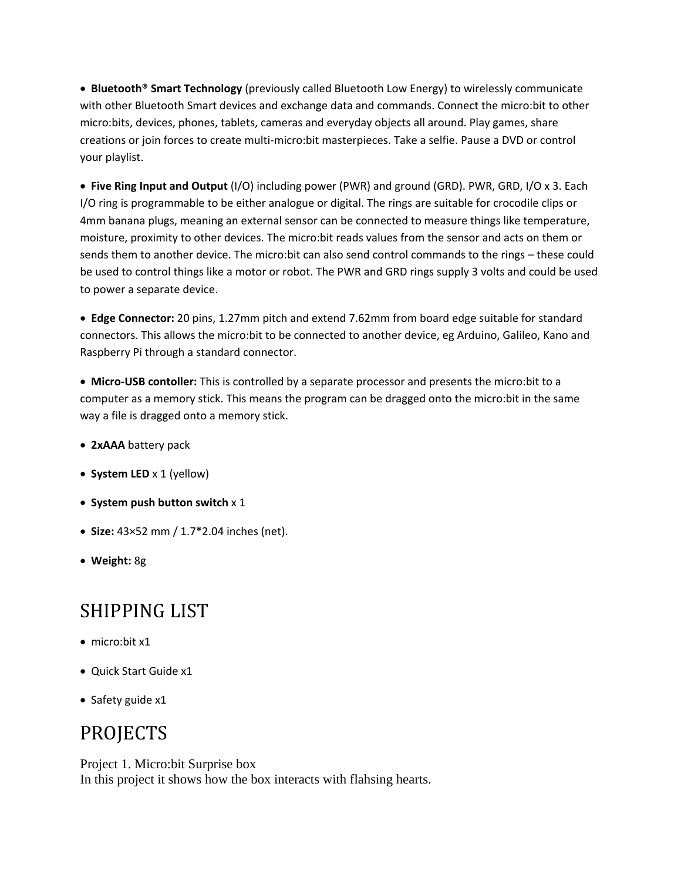- **Bluetooth® Smart Technology** (previously called Bluetooth Low Energy) to wirelessly communicate with other Bluetooth Smart devices and exchange data and commands. Connect the micro:bit to other micro:bits, devices, phones, tablets, cameras and everyday objects all around. Play games, share creations or join forces to create multi-micro:bit masterpieces. Take a selfie. Pause a DVD or control your playlist.
- **Five Ring Input and Output** (I/O) including power (PWR) and ground (GRD). PWR, GRD, I/O x 3. Each I/O ring is programmable to be either analogue or digital. The rings are suitable for crocodile clips or 4mm banana plugs, meaning an external sensor can be connected to measure things like temperature, moisture, proximity to other devices. The micro:bit reads values from the sensor and acts on them or sends them to another device. The micro:bit can also send control commands to the rings – these could be used to control things like a motor or robot. The PWR and GRD rings supply 3 volts and could be used to power a separate device.
- **Edge Connector:** 20 pins, 1.27mm pitch and extend 7.62mm from board edge suitable for standard connectors. This allows the micro:bit to be connected to another device, eg Arduino, Galileo, Kano and Raspberry Pi through a standard connector.
- **Micro-USB contoller:** This is controlled by a separate processor and presents the micro:bit to a computer as a memory stick. This means the program can be dragged onto the micro:bit in the same way a file is dragged onto a memory stick.
- **2xAAA** battery pack
- **System LED** x 1 (yellow)
- **System push button switch** x 1
- **Size:** 43×52 mm / 1.7*2.04 inches (net).
- **Weight:** 8g

## SHIPPING LIST

- micro:bit x1
- Quick Start Guide x1
- Safety guide x1

## PROJECTS

Project 1. Micro:bit Surprise box
In this project it shows how the box interacts with flahsing hearts.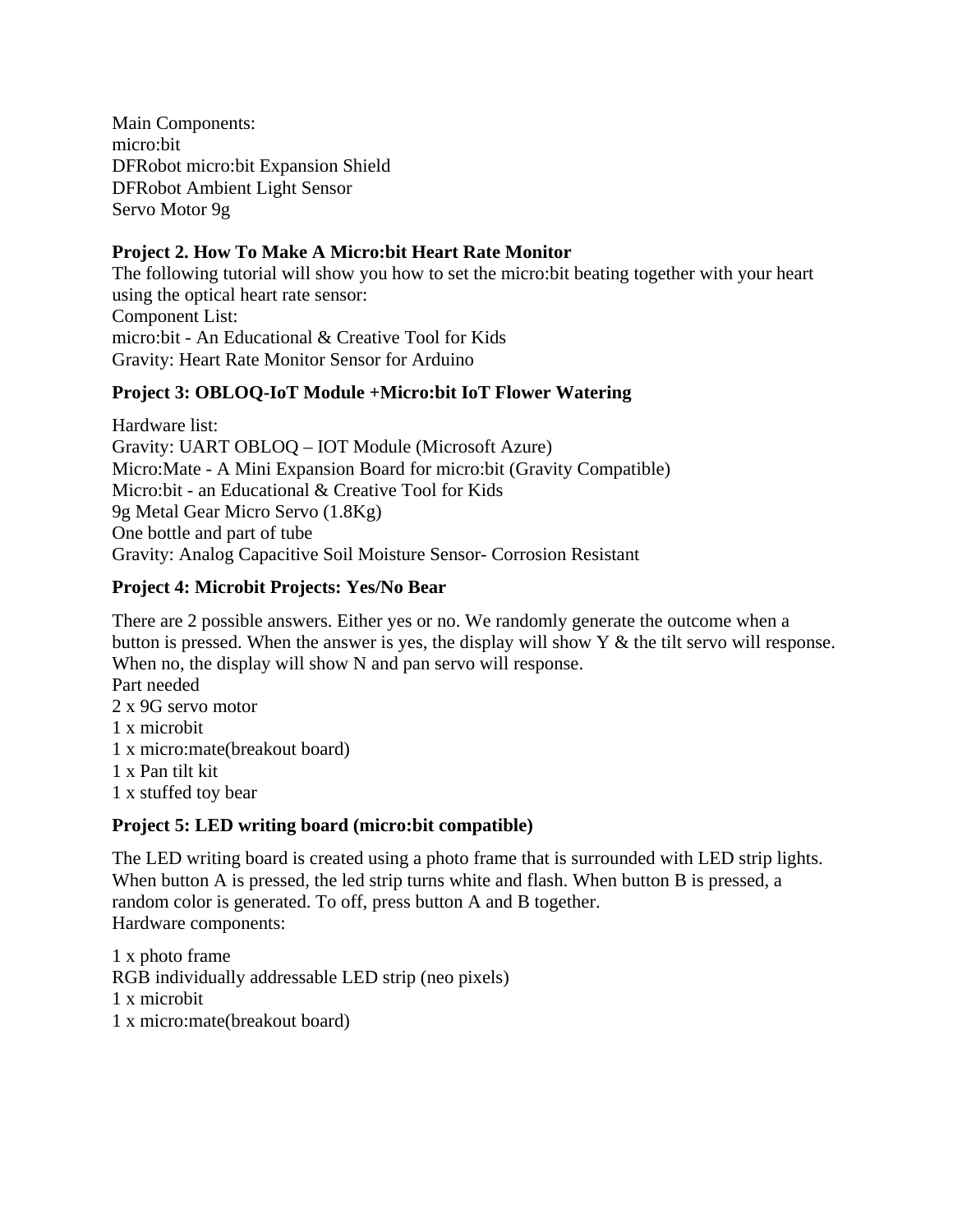Main Components:
micro:bit
DFRobot micro:bit Expansion Shield
DFRobot Ambient Light Sensor
Servo Motor 9g

**Project 2. How To Make A Micro:bit Heart Rate Monitor**

The following tutorial will show you how to set the micro:bit beating together with your heart using the optical heart rate sensor:
Component List:
micro:bit - An Educational & Creative Tool for Kids
Gravity: Heart Rate Monitor Sensor for Arduino

**Project 3: OBLOQ-IoT Module +Micro:bit IoT Flower Watering**

Hardware list:
Gravity: UART OBLOQ – IOT Module (Microsoft Azure)
Micro:Mate - A Mini Expansion Board for micro:bit (Gravity Compatible)
Micro:bit - an Educational & Creative Tool for Kids
9g Metal Gear Micro Servo (1.8Kg)
One bottle and part of tube
Gravity: Analog Capacitive Soil Moisture Sensor- Corrosion Resistant

**Project 4: Microbit Projects: Yes/No Bear**

There are 2 possible answers. Either yes or no. We randomly generate the outcome when a button is pressed. When the answer is yes, the display will show Y & the tilt servo will response. When no, the display will show N and pan servo will response.
Part needed
2 x 9G servo motor
1 x microbit
1 x micro:mate(breakout board)
1 x Pan tilt kit
1 x stuffed toy bear

**Project 5: LED writing board (micro:bit compatible)**

The LED writing board is created using a photo frame that is surrounded with LED strip lights. When button A is pressed, the led strip turns white and flash. When button B is pressed, a random color is generated. To off, press button A and B together.
Hardware components:

1 x photo frame
RGB individually addressable LED strip (neo pixels)
1 x microbit
1 x micro:mate(breakout board)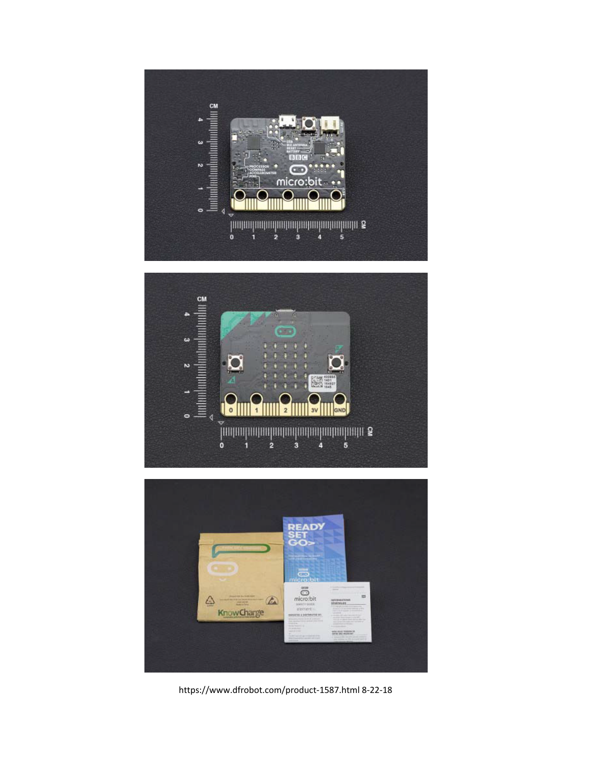https://www.dfrobot.com/product-1587.html 8-22-18